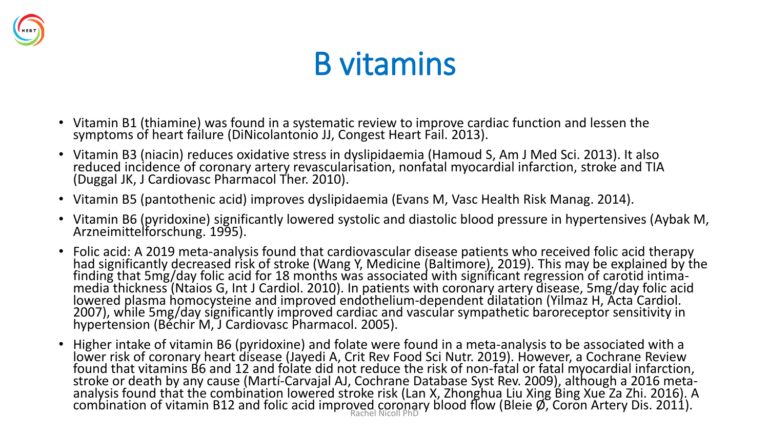# B vitamins

- Vitamin B1 (thiamine) was found in a systematic review to improve cardiac function and lessen the symptoms of heart failure (DiNicolantonio JJ, Congest Heart Fail. 2013).
- Vitamin B3 (niacin) reduces oxidative stress in dyslipidaemia (Hamoud S, Am J Med Sci. 2013). It also reduced incidence of coronary artery revascularisation, nonfatal myocardial infarction, stroke and TIA (Duggal JK, J Cardiovasc Pharmacol Ther. 2010).
- Vitamin B5 (pantothenic acid) improves dyslipidaemia (Evans M, Vasc Health Risk Manag. 2014).
- Vitamin B6 (pyridoxine) significantly lowered systolic and diastolic blood pressure in hypertensives (Aybak M, Arzneimittelforschung. 1995).
- Folic acid: A 2019 meta-analysis found that cardiovascular disease patients who received folic acid therapy had significantly decreased risk of stroke (Wang Y, Medicine (Baltimore), 2019). This may be explained by the finding that 5mg/day folic acid for 18 months was associated with significant regression of carotid intima-media thickness (Ntaios G, Int J Cardiol. 2010). In patients with coronary artery disease, 5mg/day folic acid lowered plasma homocysteine and improved endothelium-dependent dilatation (Yilmaz H, Acta Cardiol. 2007), while 5mg/day significantly improved cardiac and vascular sympathetic baroreceptor sensitivity in hypertension (Béchir M, J Cardiovasc Pharmacol. 2005).
- Higher intake of vitamin B6 (pyridoxine) and folate were found in a meta-analysis to be associated with a lower risk of coronary heart disease (Jayedi A, Crit Rev Food Sci Nutr. 2019). However, a Cochrane Review found that vitamins B6 and 12 and folate did not reduce the risk of non-fatal or fatal myocardial infarction, stroke or death by any cause (Martí-Carvajal AJ, Cochrane Database Syst Rev. 2009), although a 2016 meta-analysis found that the combination lowered stroke risk (Lan X, Zhonghua Liu Xing Bing Xue Za Zhi. 2016). A combination of vitamin B12 and folic acid improved coronary blood flow (Bleie Ø, Coron Artery Dis. 2011).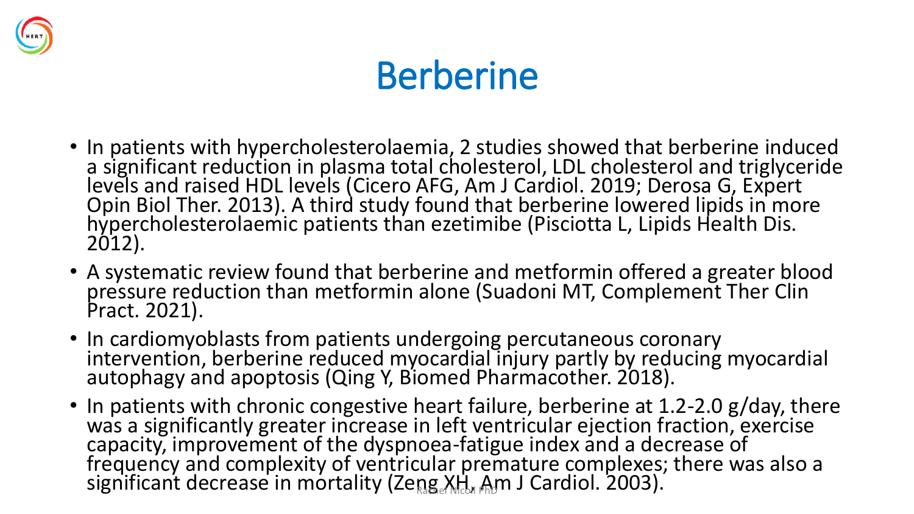# Berberine

- In patients with hypercholesterolaemia, 2 studies showed that berberine induced a significant reduction in plasma total cholesterol, LDL cholesterol and triglyceride levels and raised HDL levels (Cicero AFG, Am J Cardiol. 2019; Derosa G, Expert Opin Biol Ther. 2013). A third study found that berberine lowered lipids in more hypercholesterolaemic patients than ezetimibe (Pisciotta L, Lipids Health Dis. 2012).
- A systematic review found that berberine and metformin offered a greater blood pressure reduction than metformin alone (Suadoni MT, Complement Ther Clin Pract. 2021).
- In cardiomyoblasts from patients undergoing percutaneous coronary intervention, berberine reduced myocardial injury partly by reducing myocardial autophagy and apoptosis (Qing Y, Biomed Pharmacother. 2018).
- In patients with chronic congestive heart failure, berberine at 1.2-2.0 g/day, there was a significantly greater increase in left ventricular ejection fraction, exercise capacity, improvement of the dyspnoea-fatigue index and a decrease of frequency and complexity of ventricular premature complexes; there was also a significant decrease in mortality (Zeng XH, Am J Cardiol. 2003).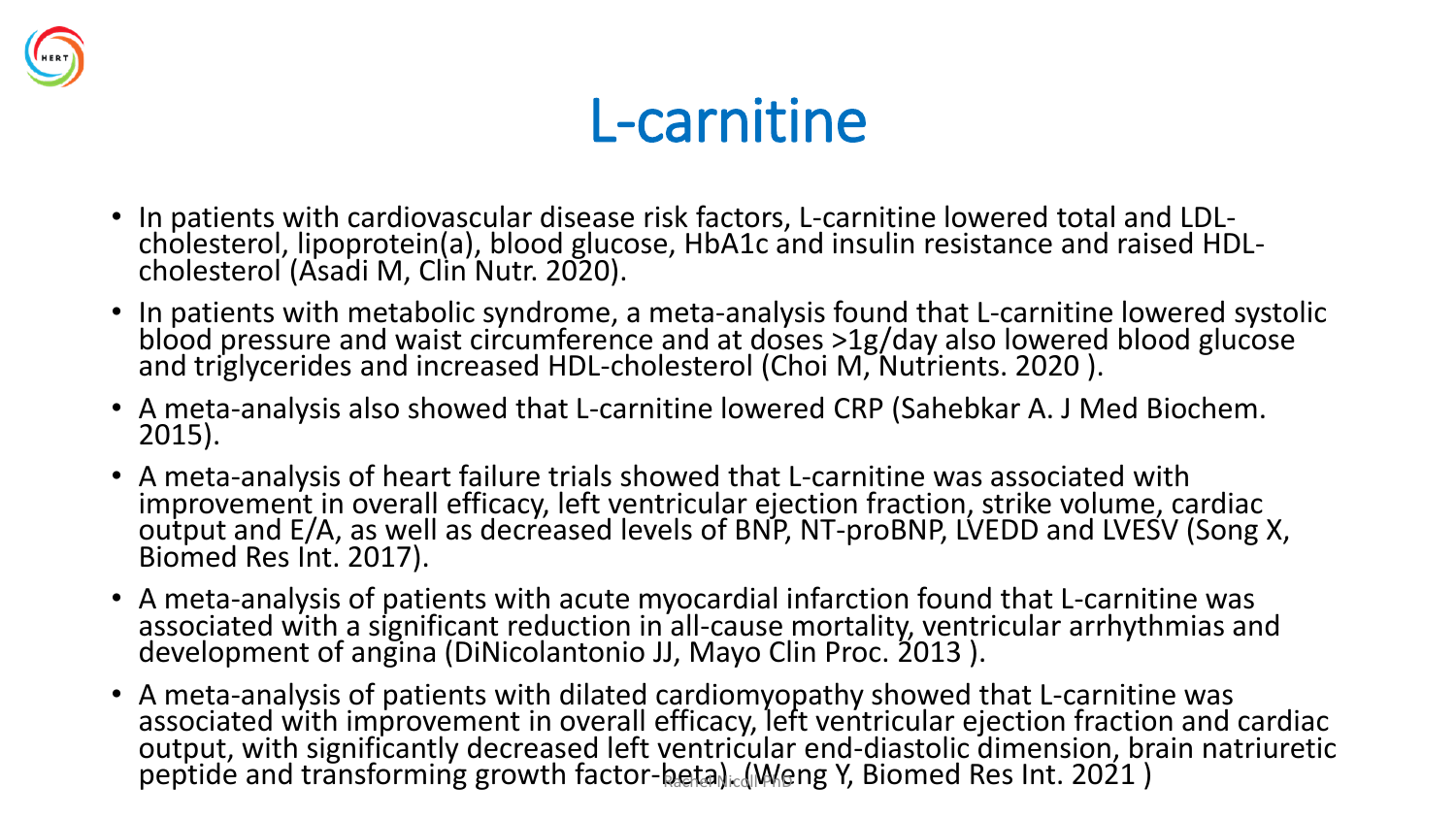# L-carnitine

- In patients with cardiovascular disease risk factors, L-carnitine lowered total and LDL-cholesterol, lipoprotein(a), blood glucose, HbA1c and insulin resistance and raised HDL-cholesterol (Asadi M, Clin Nutr. 2020).
- In patients with metabolic syndrome, a meta-analysis found that L-carnitine lowered systolic blood pressure and waist circumference and at doses >1g/day also lowered blood glucose and triglycerides and increased HDL-cholesterol (Choi M, Nutrients. 2020 ).
- A meta-analysis also showed that L-carnitine lowered CRP (Sahebkar A. J Med Biochem. 2015).
- A meta-analysis of heart failure trials showed that L-carnitine was associated with improvement in overall efficacy, left ventricular ejection fraction, strike volume, cardiac output and E/A, as well as decreased levels of BNP, NT-proBNP, LVEDD and LVESV (Song X, Biomed Res Int. 2017).
- A meta-analysis of patients with acute myocardial infarction found that L-carnitine was associated with a significant reduction in all-cause mortality, ventricular arrhythmias and development of angina (DiNicolantonio JJ, Mayo Clin Proc. 2013 ).
- A meta-analysis of patients with dilated cardiomyopathy showed that L-carnitine was associated with improvement in overall efficacy, left ventricular ejection fraction and cardiac output, with significantly decreased left ventricular end-diastolic dimension, brain natriuretic peptide and transforming growth factor-beta). (Weng Y, Biomed Res Int. 2021 )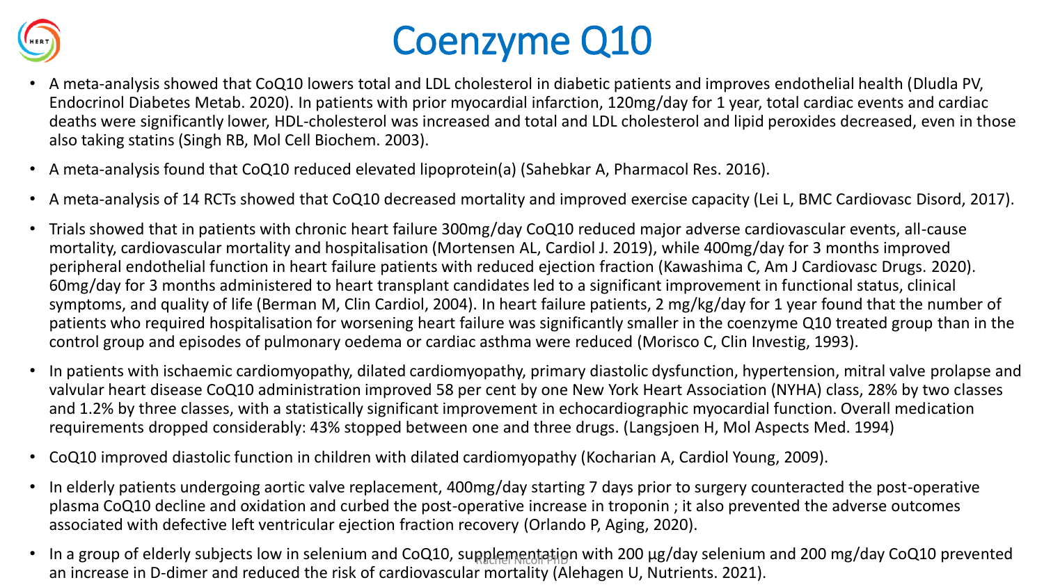# Coenzyme Q10

- A meta-analysis showed that CoQ10 lowers total and LDL cholesterol in diabetic patients and improves endothelial health (Dludla PV, Endocrinol Diabetes Metab. 2020). In patients with prior myocardial infarction, 120mg/day for 1 year, total cardiac events and cardiac deaths were significantly lower, HDL-cholesterol was increased and total and LDL cholesterol and lipid peroxides decreased, even in those also taking statins (Singh RB, Mol Cell Biochem. 2003).
- A meta-analysis found that CoQ10 reduced elevated lipoprotein(a) (Sahebkar A, Pharmacol Res. 2016).
- A meta-analysis of 14 RCTs showed that CoQ10 decreased mortality and improved exercise capacity (Lei L, BMC Cardiovasc Disord, 2017).
- Trials showed that in patients with chronic heart failure 300mg/day CoQ10 reduced major adverse cardiovascular events, all-cause mortality, cardiovascular mortality and hospitalisation (Mortensen AL, Cardiol J. 2019), while 400mg/day for 3 months improved peripheral endothelial function in heart failure patients with reduced ejection fraction (Kawashima C, Am J Cardiovasc Drugs. 2020). 60mg/day for 3 months administered to heart transplant candidates led to a significant improvement in functional status, clinical symptoms, and quality of life (Berman M, Clin Cardiol, 2004). In heart failure patients, 2 mg/kg/day for 1 year found that the number of patients who required hospitalisation for worsening heart failure was significantly smaller in the coenzyme Q10 treated group than in the control group and episodes of pulmonary oedema or cardiac asthma were reduced (Morisco C, Clin Investig, 1993).
- In patients with ischaemic cardiomyopathy, dilated cardiomyopathy, primary diastolic dysfunction, hypertension, mitral valve prolapse and valvular heart disease CoQ10 administration improved 58 per cent by one New York Heart Association (NYHA) class, 28% by two classes and 1.2% by three classes, with a statistically significant improvement in echocardiographic myocardial function. Overall medication requirements dropped considerably: 43% stopped between one and three drugs. (Langsjoen H, Mol Aspects Med. 1994)
- CoQ10 improved diastolic function in children with dilated cardiomyopathy (Kocharian A, Cardiol Young, 2009).
- In elderly patients undergoing aortic valve replacement, 400mg/day starting 7 days prior to surgery counteracted the post-operative plasma CoQ10 decline and oxidation and curbed the post-operative increase in troponin ; it also prevented the adverse outcomes associated with defective left ventricular ejection fraction recovery (Orlando P, Aging, 2020).
- In a group of elderly subjects low in selenium and CoQ10, supplementation with 200 µg/day selenium and 200 mg/day CoQ10 prevented an increase in D-dimer and reduced the risk of cardiovascular mortality (Alehagen U, Nutrients. 2021).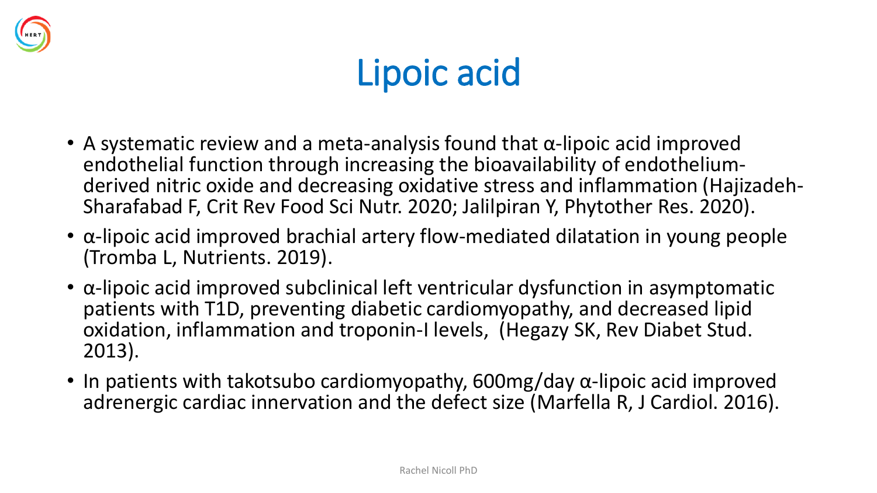# Lipoic acid

- A systematic review and a meta-analysis found that α-lipoic acid improved endothelial function through increasing the bioavailability of endothelium-derived nitric oxide and decreasing oxidative stress and inflammation (Hajizadeh-Sharafabad F, Crit Rev Food Sci Nutr. 2020; Jalilpiran Y, Phytother Res. 2020).
- α-lipoic acid improved brachial artery flow-mediated dilatation in young people (Tromba L, Nutrients. 2019).
- α-lipoic acid improved subclinical left ventricular dysfunction in asymptomatic patients with T1D, preventing diabetic cardiomyopathy, and decreased lipid oxidation, inflammation and troponin-I levels, (Hegazy SK, Rev Diabet Stud. 2013).
- In patients with takotsubo cardiomyopathy, 600mg/day α-lipoic acid improved adrenergic cardiac innervation and the defect size (Marfella R, J Cardiol. 2016).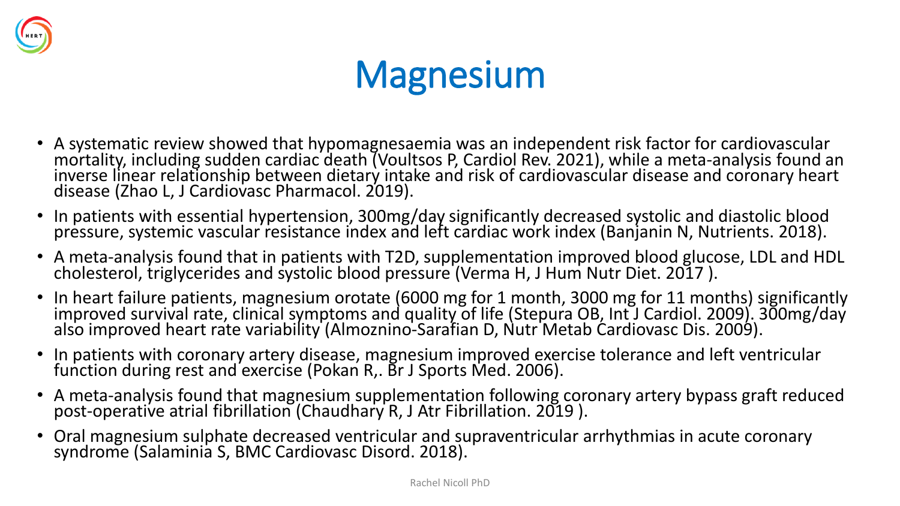# Magnesium

- A systematic review showed that hypomagnesaemia was an independent risk factor for cardiovascular mortality, including sudden cardiac death (Voultsos P, Cardiol Rev. 2021), while a meta-analysis found an inverse linear relationship between dietary intake and risk of cardiovascular disease and coronary heart disease (Zhao L, J Cardiovasc Pharmacol. 2019).
- In patients with essential hypertension, 300mg/day significantly decreased systolic and diastolic blood pressure, systemic vascular resistance index and left cardiac work index (Banjanin N, Nutrients. 2018).
- A meta-analysis found that in patients with T2D, supplementation improved blood glucose, LDL and HDL cholesterol, triglycerides and systolic blood pressure (Verma H, J Hum Nutr Diet. 2017 ).
- In heart failure patients, magnesium orotate (6000 mg for 1 month, 3000 mg for 11 months) significantly improved survival rate, clinical symptoms and quality of life (Stepura OB, Int J Cardiol. 2009). 300mg/day also improved heart rate variability (Almoznino-Sarafian D, Nutr Metab Cardiovasc Dis. 2009).
- In patients with coronary artery disease, magnesium improved exercise tolerance and left ventricular function during rest and exercise (Pokan R,. Br J Sports Med. 2006).
- A meta-analysis found that magnesium supplementation following coronary artery bypass graft reduced post-operative atrial fibrillation (Chaudhary R, J Atr Fibrillation. 2019 ).
- Oral magnesium sulphate decreased ventricular and supraventricular arrhythmias in acute coronary syndrome (Salaminia S, BMC Cardiovasc Disord. 2018).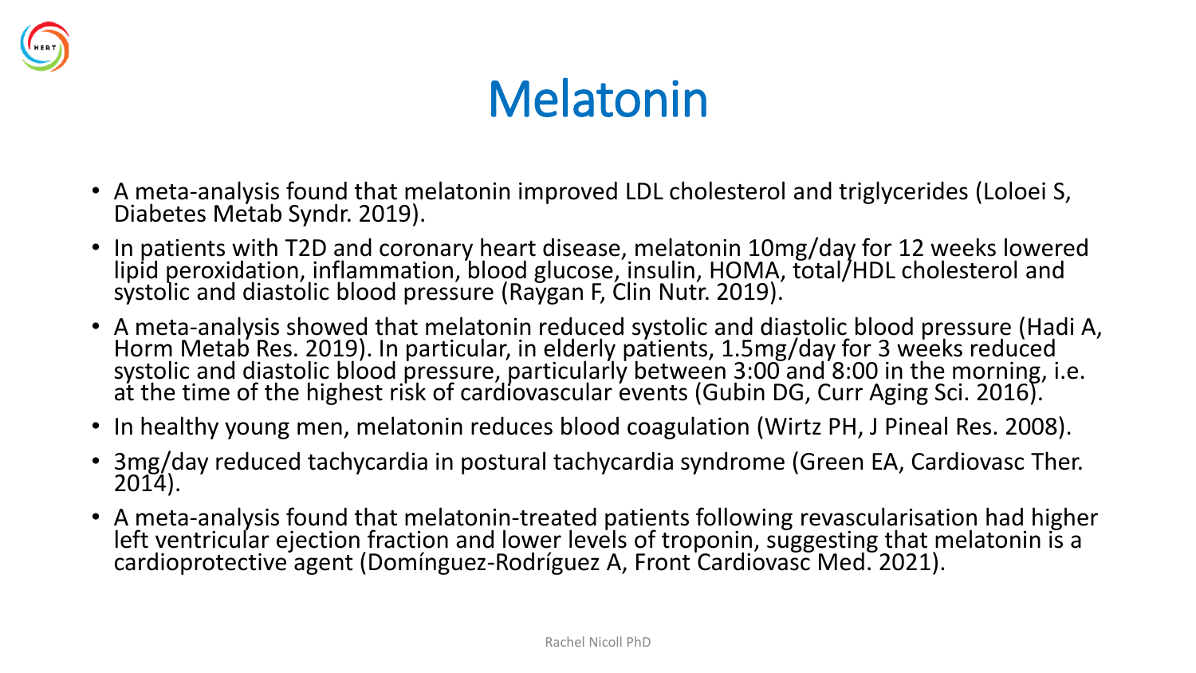# Melatonin

- A meta-analysis found that melatonin improved LDL cholesterol and triglycerides (Loloei S, Diabetes Metab Syndr. 2019).
- In patients with T2D and coronary heart disease, melatonin 10mg/day for 12 weeks lowered lipid peroxidation, inflammation, blood glucose, insulin, HOMA, total/HDL cholesterol and systolic and diastolic blood pressure (Raygan F, Clin Nutr. 2019).
- A meta-analysis showed that melatonin reduced systolic and diastolic blood pressure (Hadi A, Horm Metab Res. 2019). In particular, in elderly patients, 1.5mg/day for 3 weeks reduced systolic and diastolic blood pressure, particularly between 3:00 and 8:00 in the morning, i.e. at the time of the highest risk of cardiovascular events (Gubin DG, Curr Aging Sci. 2016).
- In healthy young men, melatonin reduces blood coagulation (Wirtz PH, J Pineal Res. 2008).
- 3mg/day reduced tachycardia in postural tachycardia syndrome (Green EA, Cardiovasc Ther. 2014).
- A meta-analysis found that melatonin-treated patients following revascularisation had higher left ventricular ejection fraction and lower levels of troponin, suggesting that melatonin is a cardioprotective agent (Domínguez-Rodríguez A, Front Cardiovasc Med. 2021).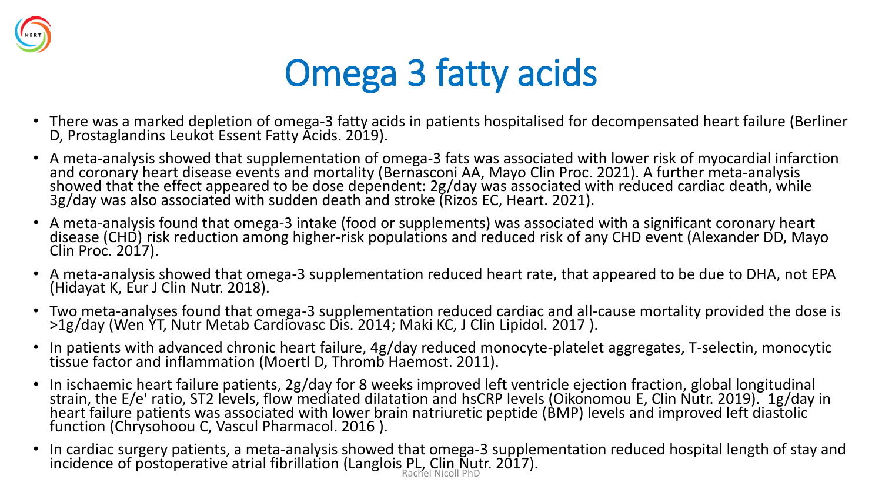# Omega 3 fatty acids

- There was a marked depletion of omega-3 fatty acids in patients hospitalised for decompensated heart failure (Berliner D, Prostaglandins Leukot Essent Fatty Acids. 2019).
- A meta-analysis showed that supplementation of omega-3 fats was associated with lower risk of myocardial infarction and coronary heart disease events and mortality (Bernasconi AA, Mayo Clin Proc. 2021). A further meta-analysis showed that the effect appeared to be dose dependent: 2g/day was associated with reduced cardiac death, while 3g/day was also associated with sudden death and stroke (Rizos EC, Heart. 2021).
- A meta-analysis found that omega-3 intake (food or supplements) was associated with a significant coronary heart disease (CHD) risk reduction among higher-risk populations and reduced risk of any CHD event (Alexander DD, Mayo Clin Proc. 2017).
- A meta-analysis showed that omega-3 supplementation reduced heart rate, that appeared to be due to DHA, not EPA (Hidayat K, Eur J Clin Nutr. 2018).
- Two meta-analyses found that omega-3 supplementation reduced cardiac and all-cause mortality provided the dose is >1g/day (Wen YT, Nutr Metab Cardiovasc Dis. 2014; Maki KC, J Clin Lipidol. 2017 ).
- In patients with advanced chronic heart failure, 4g/day reduced monocyte-platelet aggregates, T-selectin, monocytic tissue factor and inflammation (Moertl D, Thromb Haemost. 2011).
- In ischaemic heart failure patients, 2g/day for 8 weeks improved left ventricle ejection fraction, global longitudinal strain, the E/e' ratio, ST2 levels, flow mediated dilatation and hsCRP levels (Oikonomou E, Clin Nutr. 2019). 1g/day in heart failure patients was associated with lower brain natriuretic peptide (BMP) levels and improved left diastolic function (Chrysohoou C, Vascul Pharmacol. 2016 ).
- In cardiac surgery patients, a meta-analysis showed that omega-3 supplementation reduced hospital length of stay and incidence of postoperative atrial fibrillation (Langlois PL, Clin Nutr. 2017).

Rachel Nicoll PhD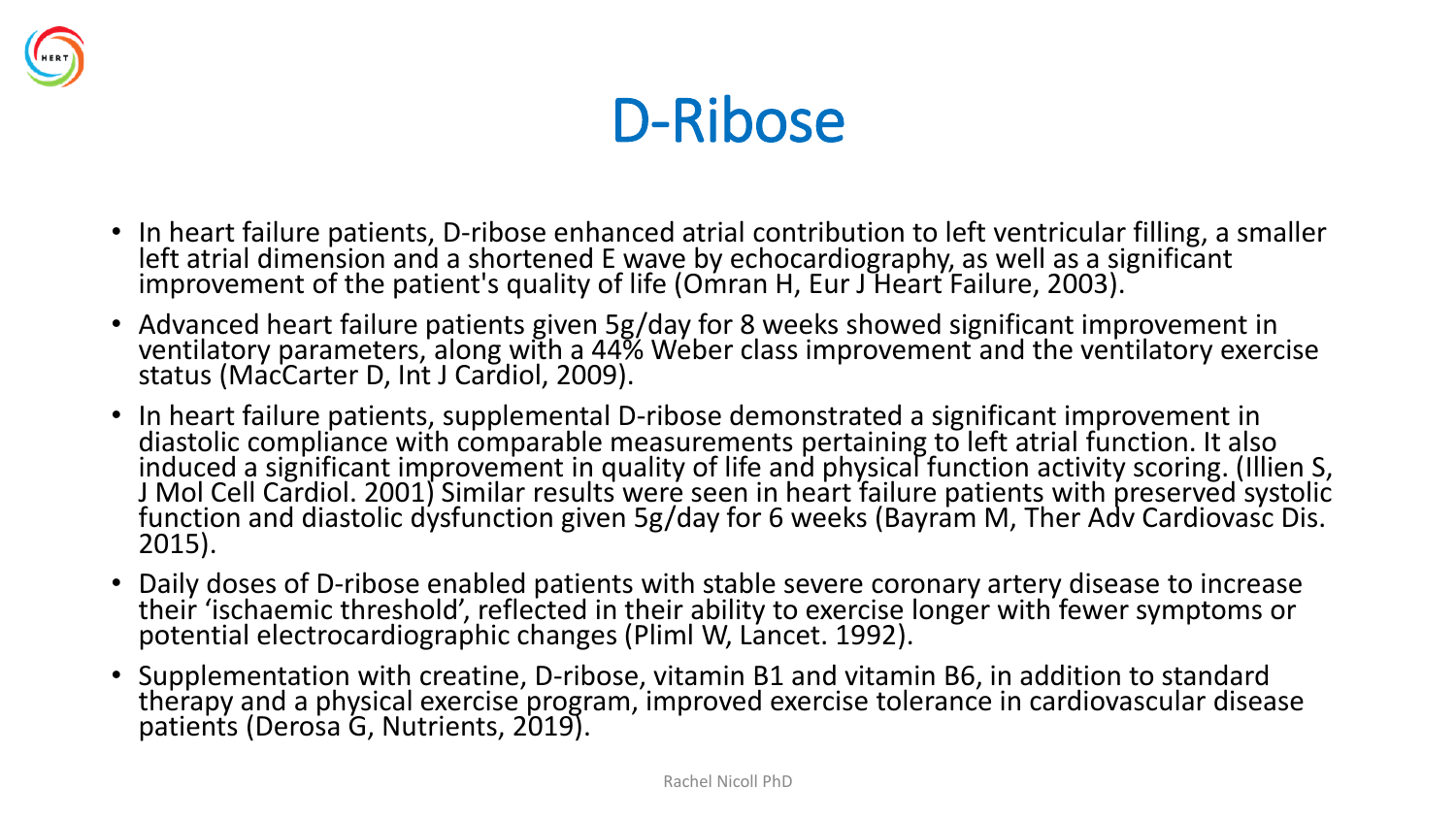# D-Ribose

- In heart failure patients, D-ribose enhanced atrial contribution to left ventricular filling, a smaller left atrial dimension and a shortened E wave by echocardiography, as well as a significant improvement of the patient's quality of life (Omran H, Eur J Heart Failure, 2003).
- Advanced heart failure patients given 5g/day for 8 weeks showed significant improvement in ventilatory parameters, along with a 44% Weber class improvement and the ventilatory exercise status (MacCarter D, Int J Cardiol, 2009).
- In heart failure patients, supplemental D-ribose demonstrated a significant improvement in diastolic compliance with comparable measurements pertaining to left atrial function. It also induced a significant improvement in quality of life and physical function activity scoring. (Illien S, J Mol Cell Cardiol. 2001) Similar results were seen in heart failure patients with preserved systolic function and diastolic dysfunction given 5g/day for 6 weeks (Bayram M, Ther Adv Cardiovasc Dis. 2015).
- Daily doses of D-ribose enabled patients with stable severe coronary artery disease to increase their 'ischaemic threshold', reflected in their ability to exercise longer with fewer symptoms or potential electrocardiographic changes (Pliml W, Lancet. 1992).
- Supplementation with creatine, D-ribose, vitamin B1 and vitamin B6, in addition to standard therapy and a physical exercise program, improved exercise tolerance in cardiovascular disease patients (Derosa G, Nutrients, 2019).

Rachel Nicoll PhD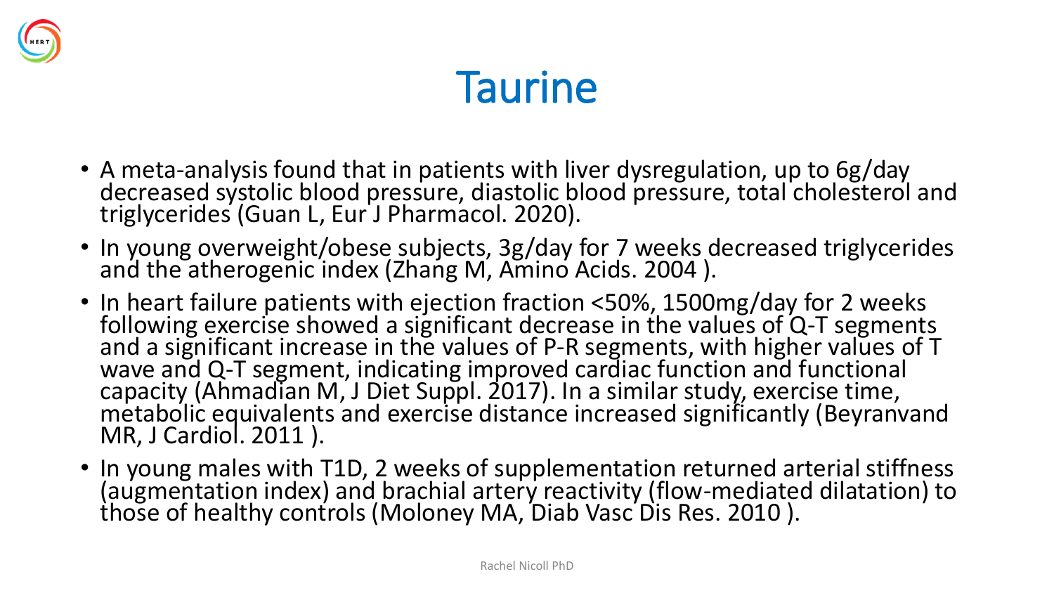# Taurine

- A meta-analysis found that in patients with liver dysregulation, up to 6g/day decreased systolic blood pressure, diastolic blood pressure, total cholesterol and triglycerides (Guan L, Eur J Pharmacol. 2020).
- In young overweight/obese subjects, 3g/day for 7 weeks decreased triglycerides and the atherogenic index (Zhang M, Amino Acids. 2004 ).
- In heart failure patients with ejection fraction <50%, 1500mg/day for 2 weeks following exercise showed a significant decrease in the values of Q-T segments and a significant increase in the values of P-R segments, with higher values of T wave and Q-T segment, indicating improved cardiac function and functional capacity (Ahmadian M, J Diet Suppl. 2017). In a similar study, exercise time, metabolic equivalents and exercise distance increased significantly (Beyranvand MR, J Cardiol. 2011 ).
- In young males with T1D, 2 weeks of supplementation returned arterial stiffness (augmentation index) and brachial artery reactivity (flow-mediated dilatation) to those of healthy controls (Moloney MA, Diab Vasc Dis Res. 2010 ).

Rachel Nicoll PhD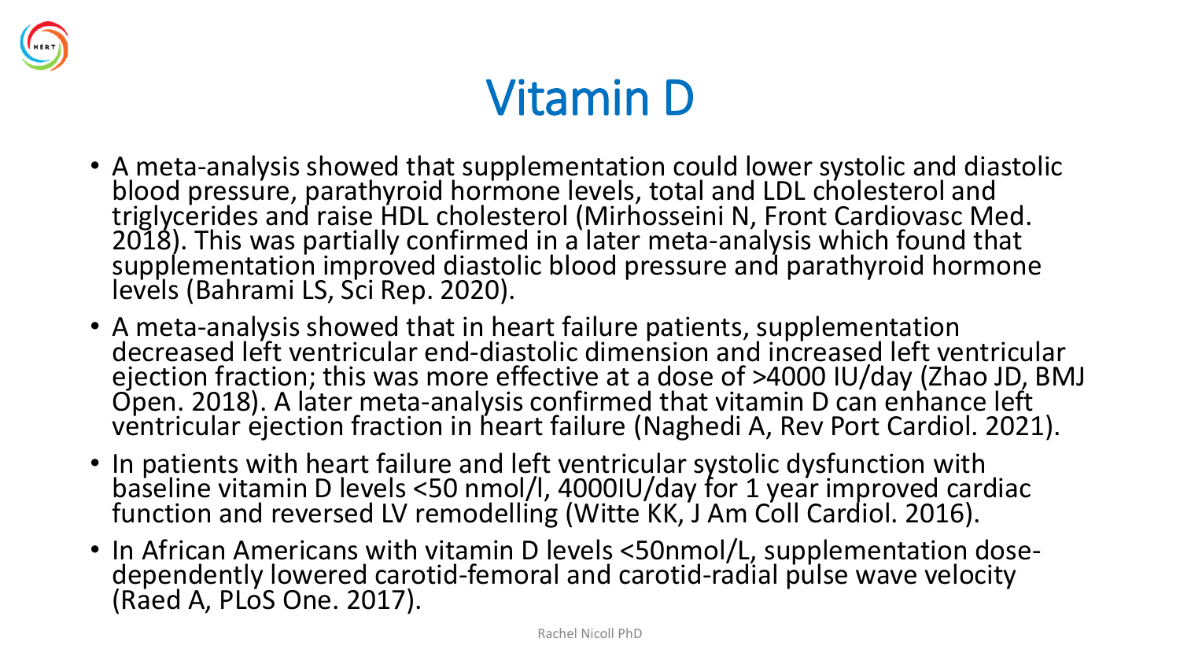# Vitamin D

- A meta-analysis showed that supplementation could lower systolic and diastolic blood pressure, parathyroid hormone levels, total and LDL cholesterol and triglycerides and raise HDL cholesterol (Mirhosseini N, Front Cardiovasc Med. 2018). This was partially confirmed in a later meta-analysis which found that supplementation improved diastolic blood pressure and parathyroid hormone levels (Bahrami LS, Sci Rep. 2020).
- A meta-analysis showed that in heart failure patients, supplementation decreased left ventricular end-diastolic dimension and increased left ventricular ejection fraction; this was more effective at a dose of >4000 IU/day (Zhao JD, BMJ Open. 2018). A later meta-analysis confirmed that vitamin D can enhance left ventricular ejection fraction in heart failure (Naghedi A, Rev Port Cardiol. 2021).
- In patients with heart failure and left ventricular systolic dysfunction with baseline vitamin D levels <50 nmol/l, 4000IU/day for 1 year improved cardiac function and reversed LV remodelling (Witte KK, J Am Coll Cardiol. 2016).
- In African Americans with vitamin D levels <50nmol/L, supplementation dose-dependently lowered carotid-femoral and carotid-radial pulse wave velocity (Raed A, PLoS One. 2017).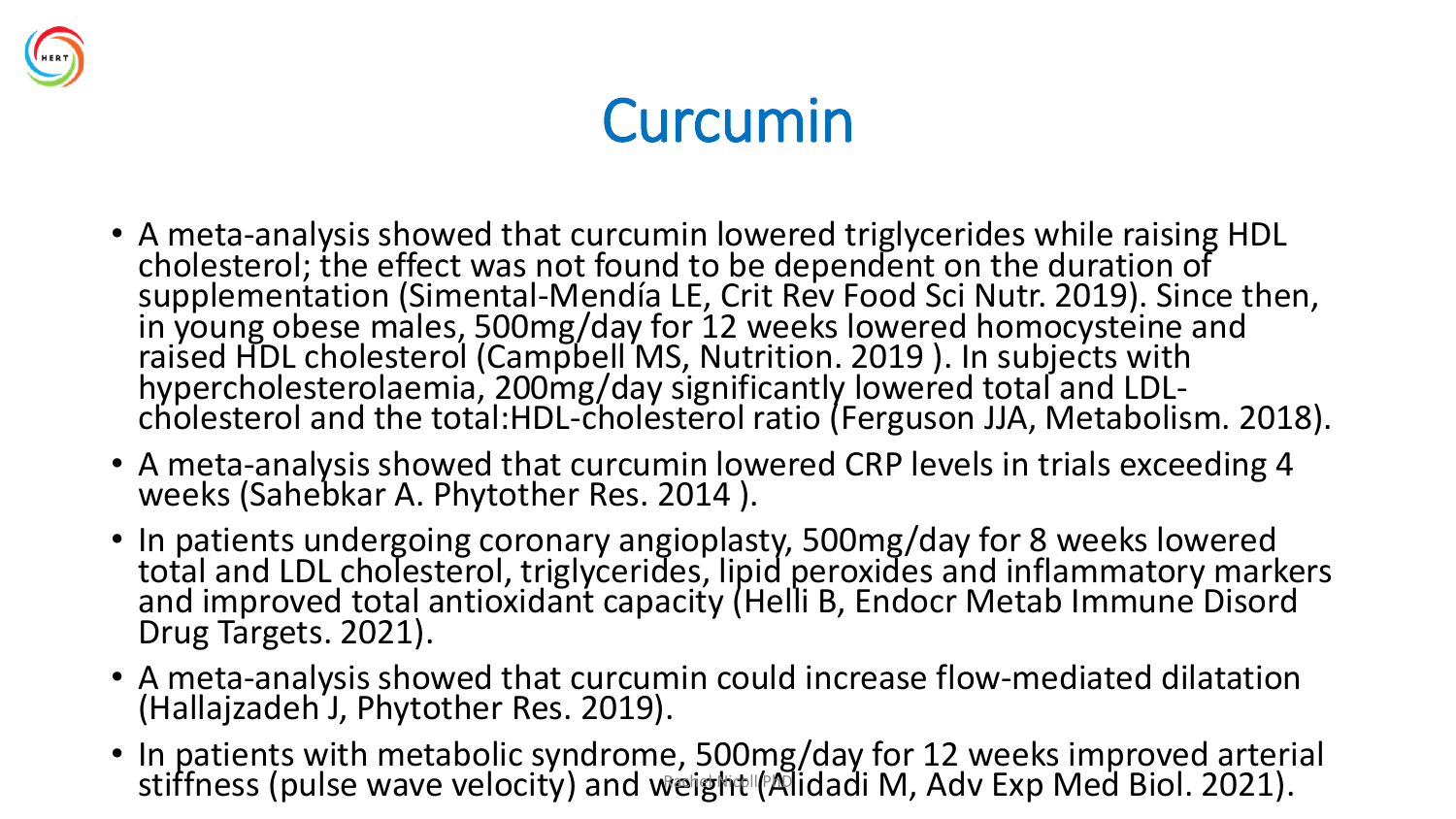# Curcumin

- A meta-analysis showed that curcumin lowered triglycerides while raising HDL cholesterol; the effect was not found to be dependent on the duration of supplementation (Simental-Mendía LE, Crit Rev Food Sci Nutr. 2019). Since then, in young obese males, 500mg/day for 12 weeks lowered homocysteine and raised HDL cholesterol (Campbell MS, Nutrition. 2019 ). In subjects with hypercholesterolaemia, 200mg/day significantly lowered total and LDL-cholesterol and the total:HDL-cholesterol ratio (Ferguson JJA, Metabolism. 2018).
- A meta-analysis showed that curcumin lowered CRP levels in trials exceeding 4 weeks (Sahebkar A. Phytother Res. 2014 ).
- In patients undergoing coronary angioplasty, 500mg/day for 8 weeks lowered total and LDL cholesterol, triglycerides, lipid peroxides and inflammatory markers and improved total antioxidant capacity (Helli B, Endocr Metab Immune Disord Drug Targets. 2021).
- A meta-analysis showed that curcumin could increase flow-mediated dilatation (Hallajzadeh J, Phytother Res. 2019).
- In patients with metabolic syndrome, 500mg/day for 12 weeks improved arterial stiffness (pulse wave velocity) and weight (Alidadi M, Adv Exp Med Biol. 2021).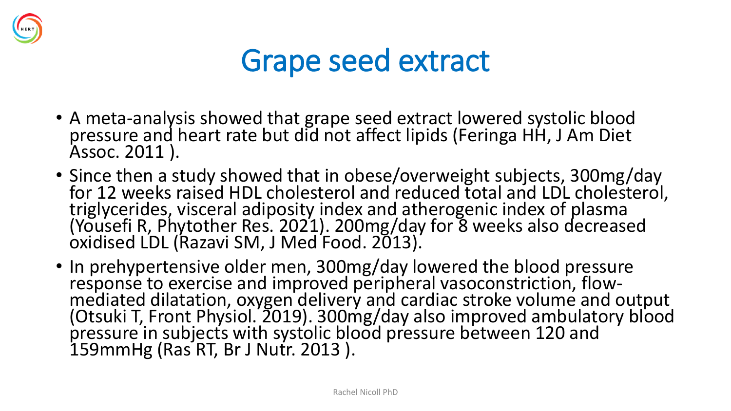# Grape seed extract

- A meta-analysis showed that grape seed extract lowered systolic blood pressure and heart rate but did not affect lipids (Feringa HH, J Am Diet Assoc. 2011 ).
- Since then a study showed that in obese/overweight subjects, 300mg/day for 12 weeks raised HDL cholesterol and reduced total and LDL cholesterol, triglycerides, visceral adiposity index and atherogenic index of plasma (Yousefi R, Phytother Res. 2021). 200mg/day for 8 weeks also decreased oxidised LDL (Razavi SM, J Med Food. 2013).
- In prehypertensive older men, 300mg/day lowered the blood pressure response to exercise and improved peripheral vasoconstriction, flow-mediated dilatation, oxygen delivery and cardiac stroke volume and output (Otsuki T, Front Physiol. 2019). 300mg/day also improved ambulatory blood pressure in subjects with systolic blood pressure between 120 and 159mmHg (Ras RT, Br J Nutr. 2013 ).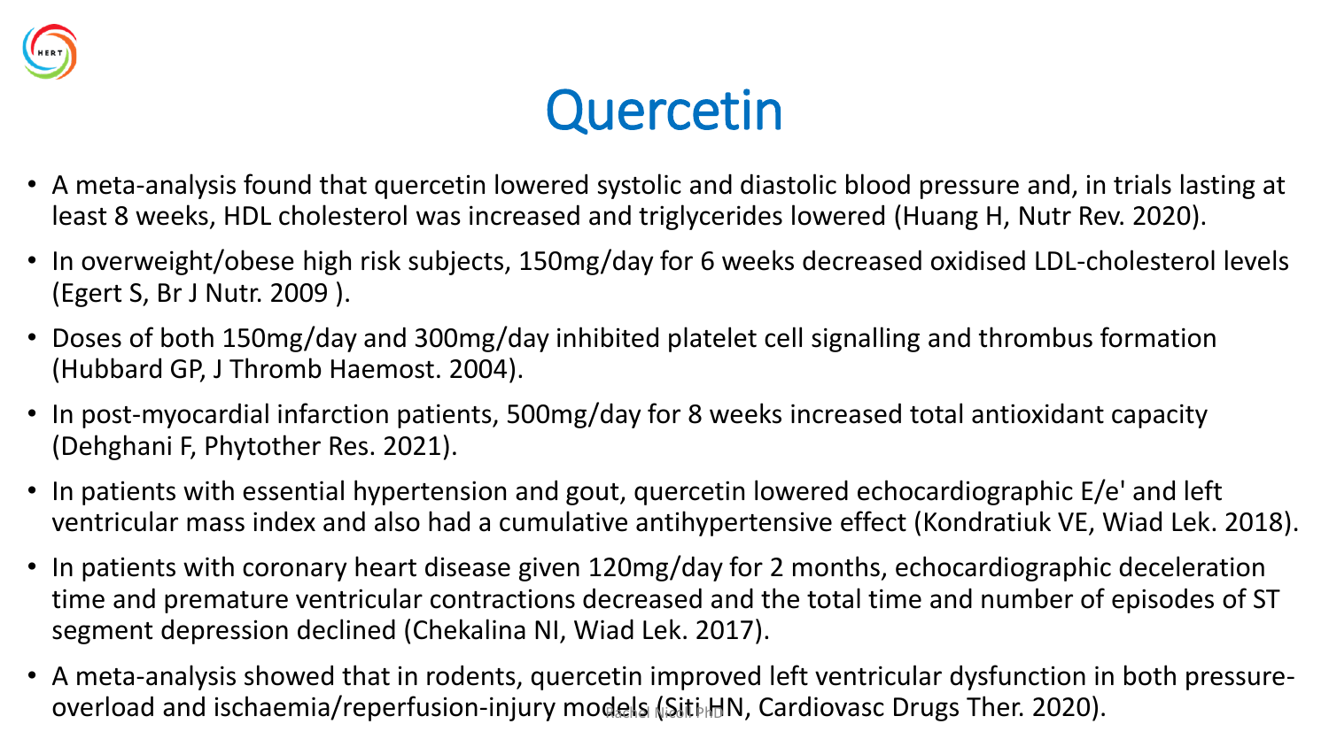# Quercetin

- A meta-analysis found that quercetin lowered systolic and diastolic blood pressure and, in trials lasting at least 8 weeks, HDL cholesterol was increased and triglycerides lowered (Huang H, Nutr Rev. 2020).
- In overweight/obese high risk subjects, 150mg/day for 6 weeks decreased oxidised LDL-cholesterol levels (Egert S, Br J Nutr. 2009 ).
- Doses of both 150mg/day and 300mg/day inhibited platelet cell signalling and thrombus formation (Hubbard GP, J Thromb Haemost. 2004).
- In post-myocardial infarction patients, 500mg/day for 8 weeks increased total antioxidant capacity (Dehghani F, Phytother Res. 2021).
- In patients with essential hypertension and gout, quercetin lowered echocardiographic E/e' and left ventricular mass index and also had a cumulative antihypertensive effect (Kondratiuk VE, Wiad Lek. 2018).
- In patients with coronary heart disease given 120mg/day for 2 months, echocardiographic deceleration time and premature ventricular contractions decreased and the total time and number of episodes of ST segment depression declined (Chekalina NI, Wiad Lek. 2017).
- A meta-analysis showed that in rodents, quercetin improved left ventricular dysfunction in both pressure-overload and ischaemia/reperfusion-injury models (Siti HN, Cardiovasc Drugs Ther. 2020).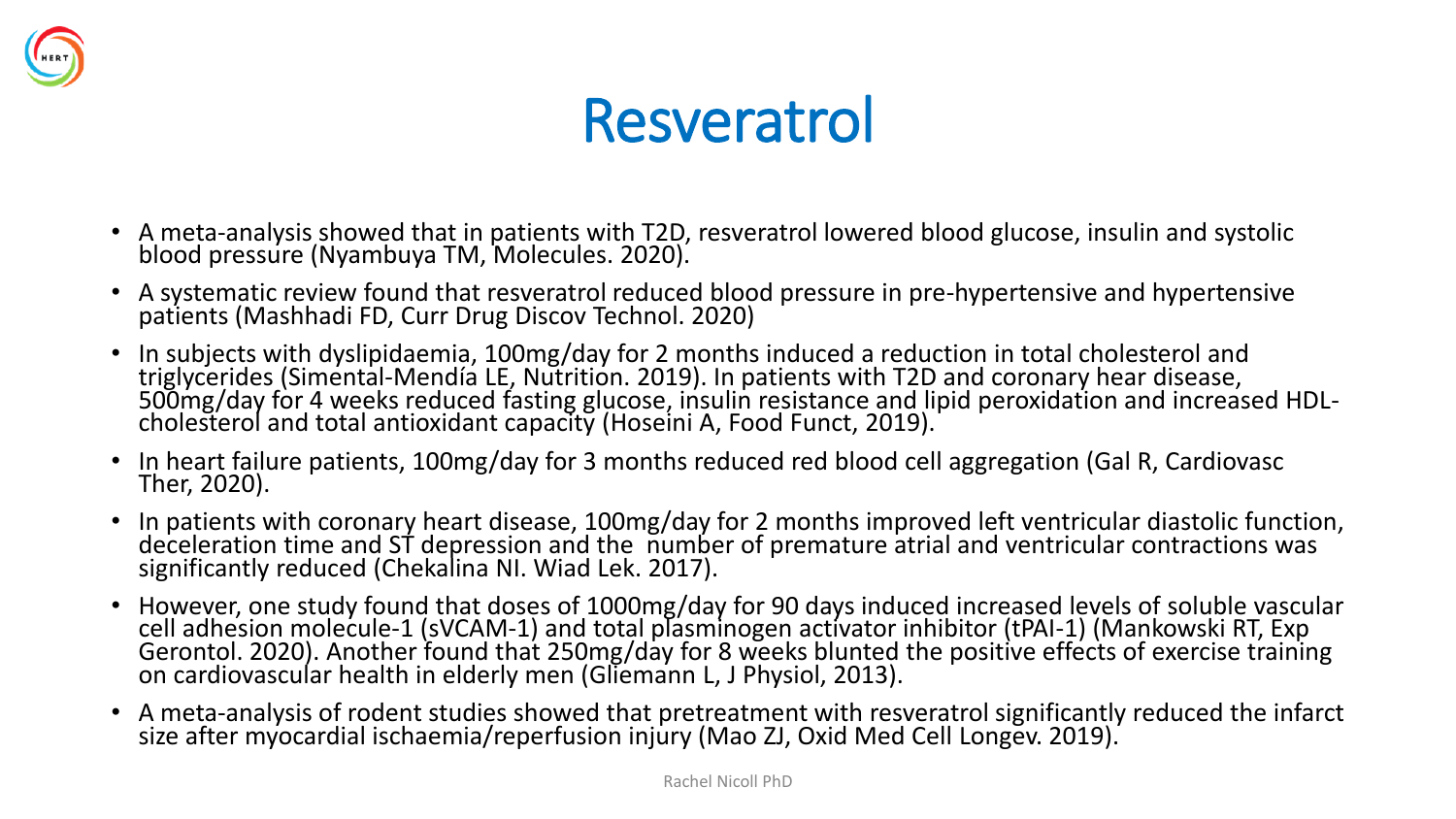# Resveratrol

- A meta-analysis showed that in patients with T2D, resveratrol lowered blood glucose, insulin and systolic blood pressure (Nyambuya TM, Molecules. 2020).
- A systematic review found that resveratrol reduced blood pressure in pre-hypertensive and hypertensive patients (Mashhadi FD, Curr Drug Discov Technol. 2020)
- In subjects with dyslipidaemia, 100mg/day for 2 months induced a reduction in total cholesterol and triglycerides (Simental-Mendía LE, Nutrition. 2019). In patients with T2D and coronary hear disease, 500mg/day for 4 weeks reduced fasting glucose, insulin resistance and lipid peroxidation and increased HDL-cholesterol and total antioxidant capacity (Hoseini A, Food Funct, 2019).
- In heart failure patients, 100mg/day for 3 months reduced red blood cell aggregation (Gal R, Cardiovasc Ther, 2020).
- In patients with coronary heart disease, 100mg/day for 2 months improved left ventricular diastolic function, deceleration time and ST depression and the number of premature atrial and ventricular contractions was significantly reduced (Chekalina NI. Wiad Lek. 2017).
- However, one study found that doses of 1000mg/day for 90 days induced increased levels of soluble vascular cell adhesion molecule-1 (sVCAM-1) and total plasminogen activator inhibitor (tPAI-1) (Mankowski RT, Exp Gerontol. 2020). Another found that 250mg/day for 8 weeks blunted the positive effects of exercise training on cardiovascular health in elderly men (Gliemann L, J Physiol, 2013).
- A meta-analysis of rodent studies showed that pretreatment with resveratrol significantly reduced the infarct size after myocardial ischaemia/reperfusion injury (Mao ZJ, Oxid Med Cell Longev. 2019).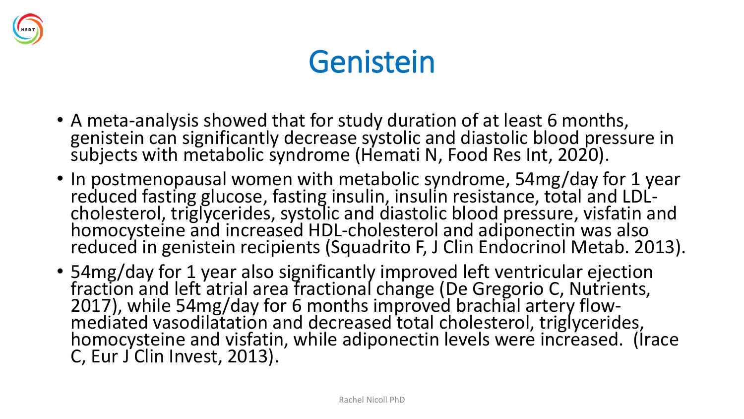# Genistein

- A meta-analysis showed that for study duration of at least 6 months, genistein can significantly decrease systolic and diastolic blood pressure in subjects with metabolic syndrome (Hemati N, Food Res Int, 2020).
- In postmenopausal women with metabolic syndrome, 54mg/day for 1 year reduced fasting glucose, fasting insulin, insulin resistance, total and LDL-cholesterol, triglycerides, systolic and diastolic blood pressure, visfatin and homocysteine and increased HDL-cholesterol and adiponectin was also reduced in genistein recipients (Squadrito F, J Clin Endocrinol Metab. 2013).
- 54mg/day for 1 year also significantly improved left ventricular ejection fraction and left atrial area fractional change (De Gregorio C, Nutrients, 2017), while 54mg/day for 6 months improved brachial artery flow-mediated vasodilatation and decreased total cholesterol, triglycerides, homocysteine and visfatin, while adiponectin levels were increased. (Irace C, Eur J Clin Invest, 2013).